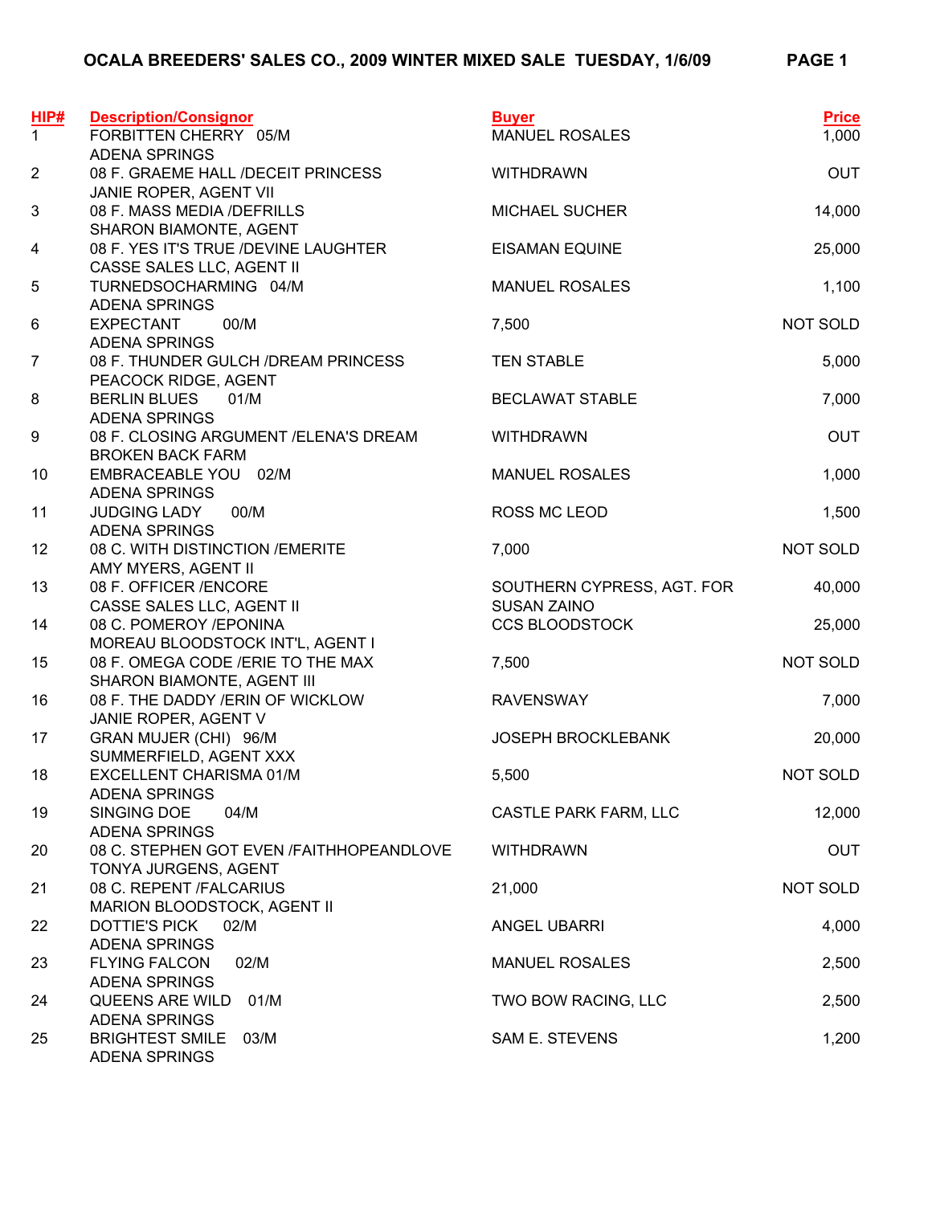# OCALA BREEDERS' SALES CO., 2009 WINTER MIXED SALE TUESDAY, 1/6/09

| HIP# | Description/Consignor | Buyer | Price |
|---|---|---|---|
| 1 | FORBITTEN CHERRY 05/M<br>ADENA SPRINGS | MANUEL ROSALES | 1,000 |
| 2 | 08 F. GRAEME HALL /DECEIT PRINCESS<br>JANIE ROPER, AGENT VII | WITHDRAWN | OUT |
| 3 | 08 F. MASS MEDIA /DEFRILLS<br>SHARON BIAMONTE, AGENT | MICHAEL SUCHER | 14,000 |
| 4 | 08 F. YES IT'S TRUE /DEVINE LAUGHTER<br>CASSE SALES LLC, AGENT II | EISAMAN EQUINE | 25,000 |
| 5 | TURNEDSOCHARMING 04/M<br>ADENA SPRINGS | MANUEL ROSALES | 1,100 |
| 6 | EXPECTANT 00/M<br>ADENA SPRINGS | 7,500 | NOT SOLD |
| 7 | 08 F. THUNDER GULCH /DREAM PRINCESS<br>PEACOCK RIDGE, AGENT | TEN STABLE | 5,000 |
| 8 | BERLIN BLUES 01/M<br>ADENA SPRINGS | BECLAWAT STABLE | 7,000 |
| 9 | 08 F. CLOSING ARGUMENT /ELENA'S DREAM<br>BROKEN BACK FARM | WITHDRAWN | OUT |
| 10 | EMBRACEABLE YOU 02/M<br>ADENA SPRINGS | MANUEL ROSALES | 1,000 |
| 11 | JUDGING LADY 00/M<br>ADENA SPRINGS | ROSS MC LEOD | 1,500 |
| 12 | 08 C. WITH DISTINCTION /EMERITE<br>AMY MYERS, AGENT II | 7,000 | NOT SOLD |
| 13 | 08 F. OFFICER /ENCORE<br>CASSE SALES LLC, AGENT II | SOUTHERN CYPRESS, AGT. FOR SUSAN ZAINO | 40,000 |
| 14 | 08 C. POMEROY /EPONINA<br>MOREAU BLOODSTOCK INT'L, AGENT I | CCS BLOODSTOCK | 25,000 |
| 15 | 08 F. OMEGA CODE /ERIE TO THE MAX<br>SHARON BIAMONTE, AGENT III | 7,500 | NOT SOLD |
| 16 | 08 F. THE DADDY /ERIN OF WICKLOW<br>JANIE ROPER, AGENT V | RAVENSWAY | 7,000 |
| 17 | GRAN MUJER (CHI) 96/M<br>SUMMERFIELD, AGENT XXX | JOSEPH BROCKLEBANK | 20,000 |
| 18 | EXCELLENT CHARISMA 01/M<br>ADENA SPRINGS | 5,500 | NOT SOLD |
| 19 | SINGING DOE 04/M<br>ADENA SPRINGS | CASTLE PARK FARM, LLC | 12,000 |
| 20 | 08 C. STEPHEN GOT EVEN /FAITHHOPEANDLOVE<br>TONYA JURGENS, AGENT | WITHDRAWN | OUT |
| 21 | 08 C. REPENT /FALCARIUS<br>MARION BLOODSTOCK, AGENT II | 21,000 | NOT SOLD |
| 22 | DOTTIE'S PICK 02/M<br>ADENA SPRINGS | ANGEL UBARRI | 4,000 |
| 23 | FLYING FALCON 02/M<br>ADENA SPRINGS | MANUEL ROSALES | 2,500 |
| 24 | QUEENS ARE WILD 01/M<br>ADENA SPRINGS | TWO BOW RACING, LLC | 2,500 |
| 25 | BRIGHTEST SMILE 03/M<br>ADENA SPRINGS | SAM E. STEVENS | 1,200 |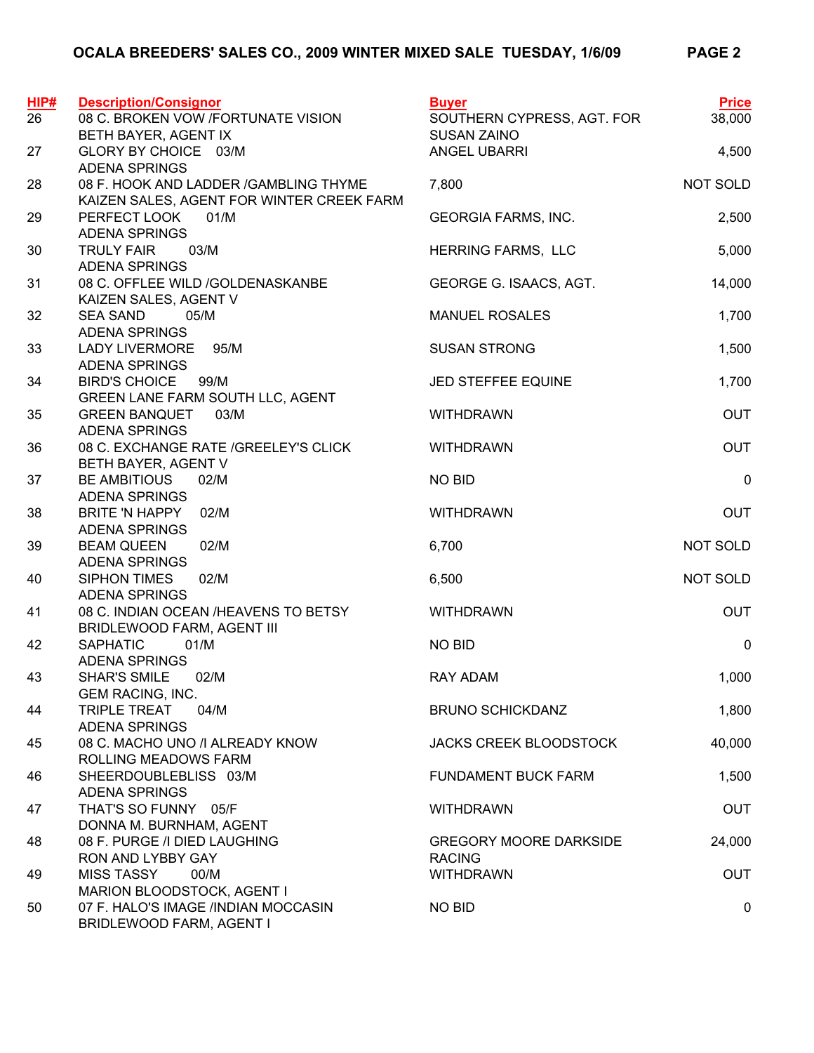## OCALA BREEDERS' SALES CO., 2009 WINTER MIXED SALE TUESDAY, 1/6/09

| HIP# | Description/Consignor | Buyer | Price |
|---|---|---|---|
| 26 | 08 C. BROKEN VOW /FORTUNATE VISION<br>BETH BAYER, AGENT IX | SOUTHERN CYPRESS, AGT. FOR SUSAN ZAINO | 38,000 |
| 27 | GLORY BY CHOICE 03/M<br>ADENA SPRINGS | ANGEL UBARRI | 4,500 |
| 28 | 08 F. HOOK AND LADDER /GAMBLING THYME<br>KAIZEN SALES, AGENT FOR WINTER CREEK FARM | 7,800 | NOT SOLD |
| 29 | PERFECT LOOK 01/M<br>ADENA SPRINGS | GEORGIA FARMS, INC. | 2,500 |
| 30 | TRULY FAIR 03/M<br>ADENA SPRINGS | HERRING FARMS, LLC | 5,000 |
| 31 | 08 C. OFFLEE WILD /GOLDENASKANBE<br>KAIZEN SALES, AGENT V | GEORGE G. ISAACS, AGT. | 14,000 |
| 32 | SEA SAND 05/M<br>ADENA SPRINGS | MANUEL ROSALES | 1,700 |
| 33 | LADY LIVERMORE 95/M<br>ADENA SPRINGS | SUSAN STRONG | 1,500 |
| 34 | BIRD'S CHOICE 99/M<br>GREEN LANE FARM SOUTH LLC, AGENT | JED STEFFEE EQUINE | 1,700 |
| 35 | GREEN BANQUET 03/M<br>ADENA SPRINGS | WITHDRAWN | OUT |
| 36 | 08 C. EXCHANGE RATE /GREELEY'S CLICK<br>BETH BAYER, AGENT V | WITHDRAWN | OUT |
| 37 | BE AMBITIOUS 02/M<br>ADENA SPRINGS | NO BID | 0 |
| 38 | BRITE 'N HAPPY 02/M<br>ADENA SPRINGS | WITHDRAWN | OUT |
| 39 | BEAM QUEEN 02/M<br>ADENA SPRINGS | 6,700 | NOT SOLD |
| 40 | SIPHON TIMES 02/M<br>ADENA SPRINGS | 6,500 | NOT SOLD |
| 41 | 08 C. INDIAN OCEAN /HEAVENS TO BETSY<br>BRIDLEWOOD FARM, AGENT III | WITHDRAWN | OUT |
| 42 | SAPHATIC 01/M<br>ADENA SPRINGS | NO BID | 0 |
| 43 | SHAR'S SMILE 02/M<br>GEM RACING, INC. | RAY ADAM | 1,000 |
| 44 | TRIPLE TREAT 04/M<br>ADENA SPRINGS | BRUNO SCHICKDANZ | 1,800 |
| 45 | 08 C. MACHO UNO /I ALREADY KNOW<br>ROLLING MEADOWS FARM | JACKS CREEK BLOODSTOCK | 40,000 |
| 46 | SHEERDOUBLEBLISS 03/M<br>ADENA SPRINGS | FUNDAMENT BUCK FARM | 1,500 |
| 47 | THAT'S SO FUNNY 05/F<br>DONNA M. BURNHAM, AGENT | WITHDRAWN | OUT |
| 48 | 08 F. PURGE /I DIED LAUGHING<br>RON AND LYBBY GAY | GREGORY MOORE DARKSIDE RACING | 24,000 |
| 49 | MISS TASSY 00/M<br>MARION BLOODSTOCK, AGENT I | WITHDRAWN | OUT |
| 50 | 07 F. HALO'S IMAGE /INDIAN MOCCASIN<br>BRIDLEWOOD FARM, AGENT I | NO BID | 0 |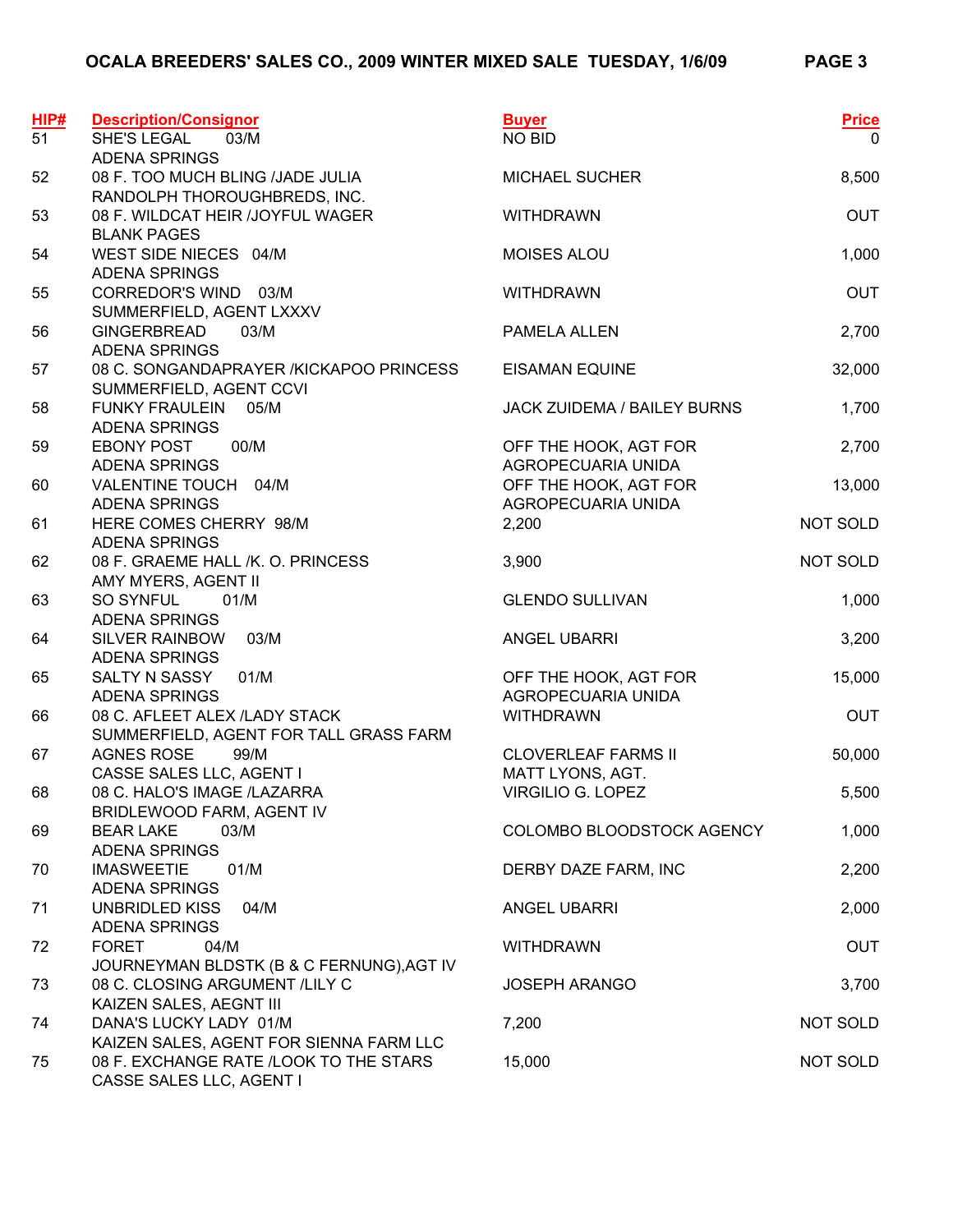## OCALA BREEDERS' SALES CO., 2009 WINTER MIXED SALE TUESDAY, 1/6/09

| HIP# | Description/Consignor | Buyer | Price |
|---|---|---|---|
| 51 | SHE'S LEGAL 03/M<br>ADENA SPRINGS | NO BID | 0 |
| 52 | 08 F. TOO MUCH BLING /JADE JULIA<br>RANDOLPH THOROUGHBREDS, INC. | MICHAEL SUCHER | 8,500 |
| 53 | 08 F. WILDCAT HEIR /JOYFUL WAGER<br>BLANK PAGES | WITHDRAWN | OUT |
| 54 | WEST SIDE NIECES 04/M<br>ADENA SPRINGS | MOISES ALOU | 1,000 |
| 55 | CORREDOR'S WIND 03/M<br>SUMMERFIELD, AGENT LXXXV | WITHDRAWN | OUT |
| 56 | GINGERBREAD 03/M<br>ADENA SPRINGS | PAMELA ALLEN | 2,700 |
| 57 | 08 C. SONGANDAPRAYER /KICKAPOO PRINCESS<br>SUMMERFIELD, AGENT CCVI | EISAMAN EQUINE | 32,000 |
| 58 | FUNKY FRAULEIN 05/M<br>ADENA SPRINGS | JACK ZUIDEMA / BAILEY BURNS | 1,700 |
| 59 | EBONY POST 00/M<br>ADENA SPRINGS | OFF THE HOOK, AGT FOR<br>AGROPECUARIA UNIDA | 2,700 |
| 60 | VALENTINE TOUCH 04/M<br>ADENA SPRINGS | OFF THE HOOK, AGT FOR<br>AGROPECUARIA UNIDA | 13,000 |
| 61 | HERE COMES CHERRY 98/M<br>ADENA SPRINGS | 2,200 | NOT SOLD |
| 62 | 08 F. GRAEME HALL /K. O. PRINCESS<br>AMY MYERS, AGENT II | 3,900 | NOT SOLD |
| 63 | SO SYNFUL 01/M<br>ADENA SPRINGS | GLENDO SULLIVAN | 1,000 |
| 64 | SILVER RAINBOW 03/M<br>ADENA SPRINGS | ANGEL UBARRI | 3,200 |
| 65 | SALTY N SASSY 01/M<br>ADENA SPRINGS | OFF THE HOOK, AGT FOR<br>AGROPECUARIA UNIDA | 15,000 |
| 66 | 08 C. AFLEET ALEX /LADY STACK<br>SUMMERFIELD, AGENT FOR TALL GRASS FARM | WITHDRAWN | OUT |
| 67 | AGNES ROSE 99/M<br>CASSE SALES LLC, AGENT I | CLOVERLEAF FARMS II<br>MATT LYONS, AGT. | 50,000 |
| 68 | 08 C. HALO'S IMAGE /LAZARRA<br>BRIDLEWOOD FARM, AGENT IV | VIRGILIO G. LOPEZ | 5,500 |
| 69 | BEAR LAKE 03/M<br>ADENA SPRINGS | COLOMBO BLOODSTOCK AGENCY | 1,000 |
| 70 | IMASWEETIE 01/M<br>ADENA SPRINGS | DERBY DAZE FARM, INC | 2,200 |
| 71 | UNBRIDLED KISS 04/M<br>ADENA SPRINGS | ANGEL UBARRI | 2,000 |
| 72 | FORET 04/M<br>JOURNEYMAN BLDSTK (B & C FERNUNG),AGT IV | WITHDRAWN | OUT |
| 73 | 08 C. CLOSING ARGUMENT /LILY C<br>KAIZEN SALES, AEGNT III | JOSEPH ARANGO | 3,700 |
| 74 | DANA'S LUCKY LADY 01/M<br>KAIZEN SALES, AGENT FOR SIENNA FARM LLC | 7,200 | NOT SOLD |
| 75 | 08 F. EXCHANGE RATE /LOOK TO THE STARS<br>CASSE SALES LLC, AGENT I | 15,000 | NOT SOLD |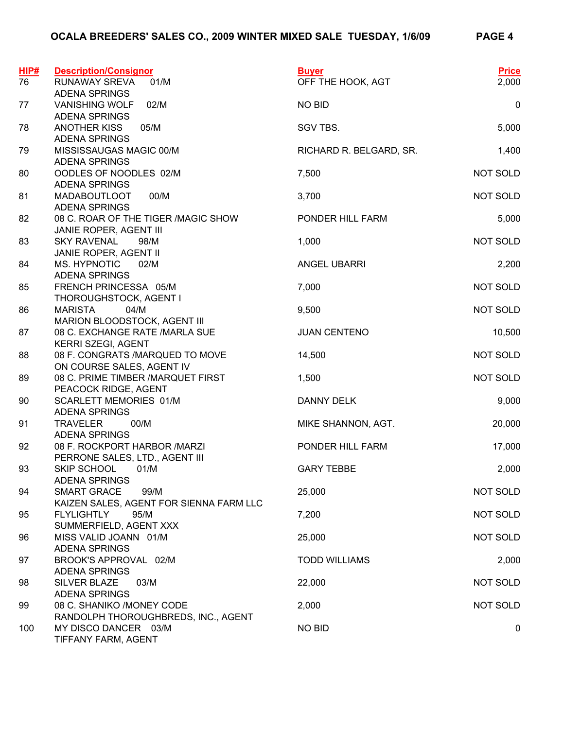| HIP# | Description/Consignor | Buyer | Price |
|---|---|---|---|
| 76 | RUNAWAY SREVA 01/M<br>ADENA SPRINGS | OFF THE HOOK, AGT | 2,000 |
| 77 | VANISHING WOLF 02/M<br>ADENA SPRINGS | NO BID | 0 |
| 78 | ANOTHER KISS 05/M<br>ADENA SPRINGS | SGV TBS. | 5,000 |
| 79 | MISSISSAUGAS MAGIC 00/M<br>ADENA SPRINGS | RICHARD R. BELGARD, SR. | 1,400 |
| 80 | OODLES OF NOODLES 02/M<br>ADENA SPRINGS | 7,500 | NOT SOLD |
| 81 | MADABOUTLOOT 00/M<br>ADENA SPRINGS | 3,700 | NOT SOLD |
| 82 | 08 C. ROAR OF THE TIGER /MAGIC SHOW<br>JANIE ROPER, AGENT III | PONDER HILL FARM | 5,000 |
| 83 | SKY RAVENAL 98/M<br>JANIE ROPER, AGENT II | 1,000 | NOT SOLD |
| 84 | MS. HYPNOTIC 02/M<br>ADENA SPRINGS | ANGEL UBARRI | 2,200 |
| 85 | FRENCH PRINCESSA 05/M<br>THOROUGHSTOCK, AGENT I | 7,000 | NOT SOLD |
| 86 | MARISTA 04/M<br>MARION BLOODSTOCK, AGENT III | 9,500 | NOT SOLD |
| 87 | 08 C. EXCHANGE RATE /MARLA SUE<br>KERRI SZEGI, AGENT | JUAN CENTENO | 10,500 |
| 88 | 08 F. CONGRATS /MARQUED TO MOVE<br>ON COURSE SALES, AGENT IV | 14,500 | NOT SOLD |
| 89 | 08 C. PRIME TIMBER /MARQUET FIRST<br>PEACOCK RIDGE, AGENT | 1,500 | NOT SOLD |
| 90 | SCARLETT MEMORIES 01/M<br>ADENA SPRINGS | DANNY DELK | 9,000 |
| 91 | TRAVELER 00/M<br>ADENA SPRINGS | MIKE SHANNON, AGT. | 20,000 |
| 92 | 08 F. ROCKPORT HARBOR /MARZI<br>PERRONE SALES, LTD., AGENT III | PONDER HILL FARM | 17,000 |
| 93 | SKIP SCHOOL 01/M<br>ADENA SPRINGS | GARY TEBBE | 2,000 |
| 94 | SMART GRACE 99/M<br>KAIZEN SALES, AGENT FOR SIENNA FARM LLC | 25,000 | NOT SOLD |
| 95 | FLYLIGHTLY 95/M<br>SUMMERFIELD, AGENT XXX | 7,200 | NOT SOLD |
| 96 | MISS VALID JOANN 01/M<br>ADENA SPRINGS | 25,000 | NOT SOLD |
| 97 | BROOK'S APPROVAL 02/M<br>ADENA SPRINGS | TODD WILLIAMS | 2,000 |
| 98 | SILVER BLAZE 03/M<br>ADENA SPRINGS | 22,000 | NOT SOLD |
| 99 | 08 C. SHANIKO /MONEY CODE<br>RANDOLPH THOROUGHBREDS, INC., AGENT | 2,000 | NOT SOLD |
| 100 | MY DISCO DANCER 03/M<br>TIFFANY FARM, AGENT | NO BID | 0 |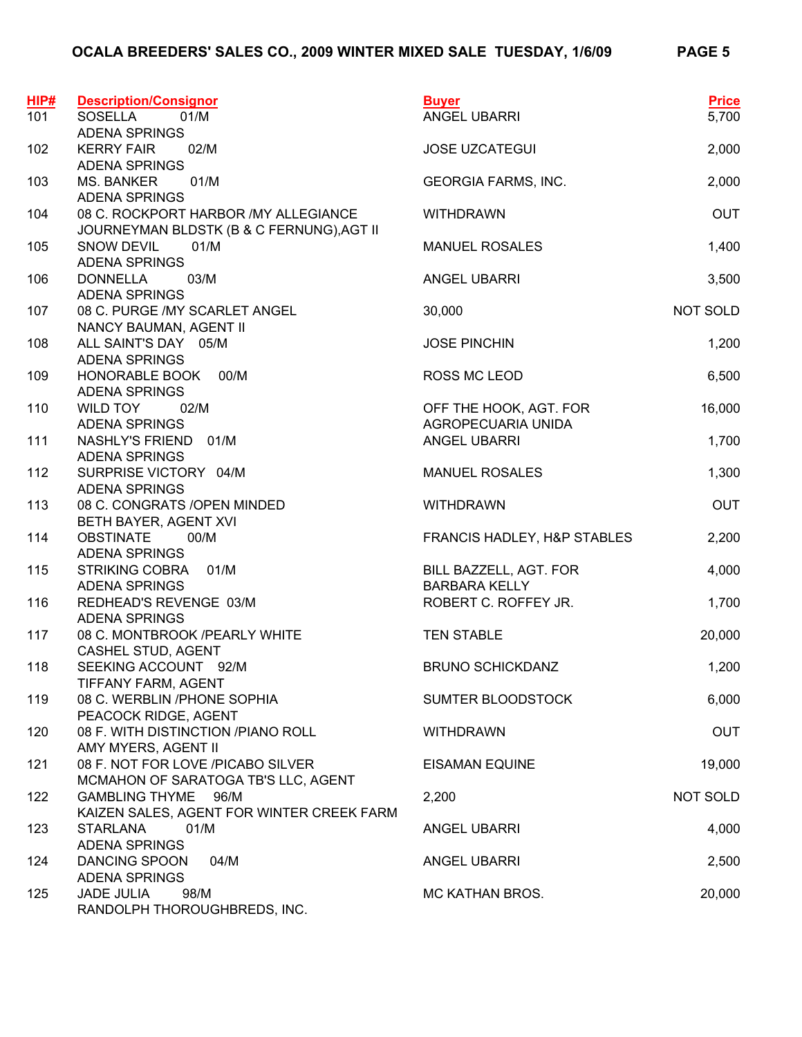**OCALA BREEDERS' SALES CO., 2009 WINTER MIXED SALE TUESDAY, 1/6/09**

| HIP# | Description/Consignor | Buyer | Price |
|---|---|---|---|
| 101 | SOSELLA 01/M<br>ADENA SPRINGS | ANGEL UBARRI | 5,700 |
| 102 | KERRY FAIR 02/M<br>ADENA SPRINGS | JOSE UZCATEGUI | 2,000 |
| 103 | MS. BANKER 01/M<br>ADENA SPRINGS | GEORGIA FARMS, INC. | 2,000 |
| 104 | 08 C. ROCKPORT HARBOR /MY ALLEGIANCE<br>JOURNEYMAN BLDSTK (B & C FERNUNG),AGT II | WITHDRAWN | OUT |
| 105 | SNOW DEVIL 01/M<br>ADENA SPRINGS | MANUEL ROSALES | 1,400 |
| 106 | DONNELLA 03/M<br>ADENA SPRINGS | ANGEL UBARRI | 3,500 |
| 107 | 08 C. PURGE /MY SCARLET ANGEL<br>NANCY BAUMAN, AGENT II | 30,000 | NOT SOLD |
| 108 | ALL SAINT'S DAY 05/M<br>ADENA SPRINGS | JOSE PINCHIN | 1,200 |
| 109 | HONORABLE BOOK 00/M<br>ADENA SPRINGS | ROSS MC LEOD | 6,500 |
| 110 | WILD TOY 02/M<br>ADENA SPRINGS | OFF THE HOOK, AGT. FOR<br>AGROPECUARIA UNIDA | 16,000 |
| 111 | NASHLY'S FRIEND 01/M<br>ADENA SPRINGS | ANGEL UBARRI | 1,700 |
| 112 | SURPRISE VICTORY 04/M<br>ADENA SPRINGS | MANUEL ROSALES | 1,300 |
| 113 | 08 C. CONGRATS /OPEN MINDED<br>BETH BAYER, AGENT XVI | WITHDRAWN | OUT |
| 114 | OBSTINATE 00/M<br>ADENA SPRINGS | FRANCIS HADLEY, H&P STABLES | 2,200 |
| 115 | STRIKING COBRA 01/M<br>ADENA SPRINGS | BILL BAZZELL, AGT. FOR<br>BARBARA KELLY | 4,000 |
| 116 | REDHEAD'S REVENGE 03/M<br>ADENA SPRINGS | ROBERT C. ROFFEY JR. | 1,700 |
| 117 | 08 C. MONTBROOK /PEARLY WHITE<br>CASHEL STUD, AGENT | TEN STABLE | 20,000 |
| 118 | SEEKING ACCOUNT 92/M<br>TIFFANY FARM, AGENT | BRUNO SCHICKDANZ | 1,200 |
| 119 | 08 C. WERBLIN /PHONE SOPHIA<br>PEACOCK RIDGE, AGENT | SUMTER BLOODSTOCK | 6,000 |
| 120 | 08 F. WITH DISTINCTION /PIANO ROLL<br>AMY MYERS, AGENT II | WITHDRAWN | OUT |
| 121 | 08 F. NOT FOR LOVE /PICABO SILVER<br>MCMAHON OF SARATOGA TB'S LLC, AGENT | EISAMAN EQUINE | 19,000 |
| 122 | GAMBLING THYME 96/M<br>KAIZEN SALES, AGENT FOR WINTER CREEK FARM | 2,200 | NOT SOLD |
| 123 | STARLANA 01/M<br>ADENA SPRINGS | ANGEL UBARRI | 4,000 |
| 124 | DANCING SPOON 04/M<br>ADENA SPRINGS | ANGEL UBARRI | 2,500 |
| 125 | JADE JULIA 98/M<br>RANDOLPH THOROUGHBREDS, INC. | MC KATHAN BROS. | 20,000 |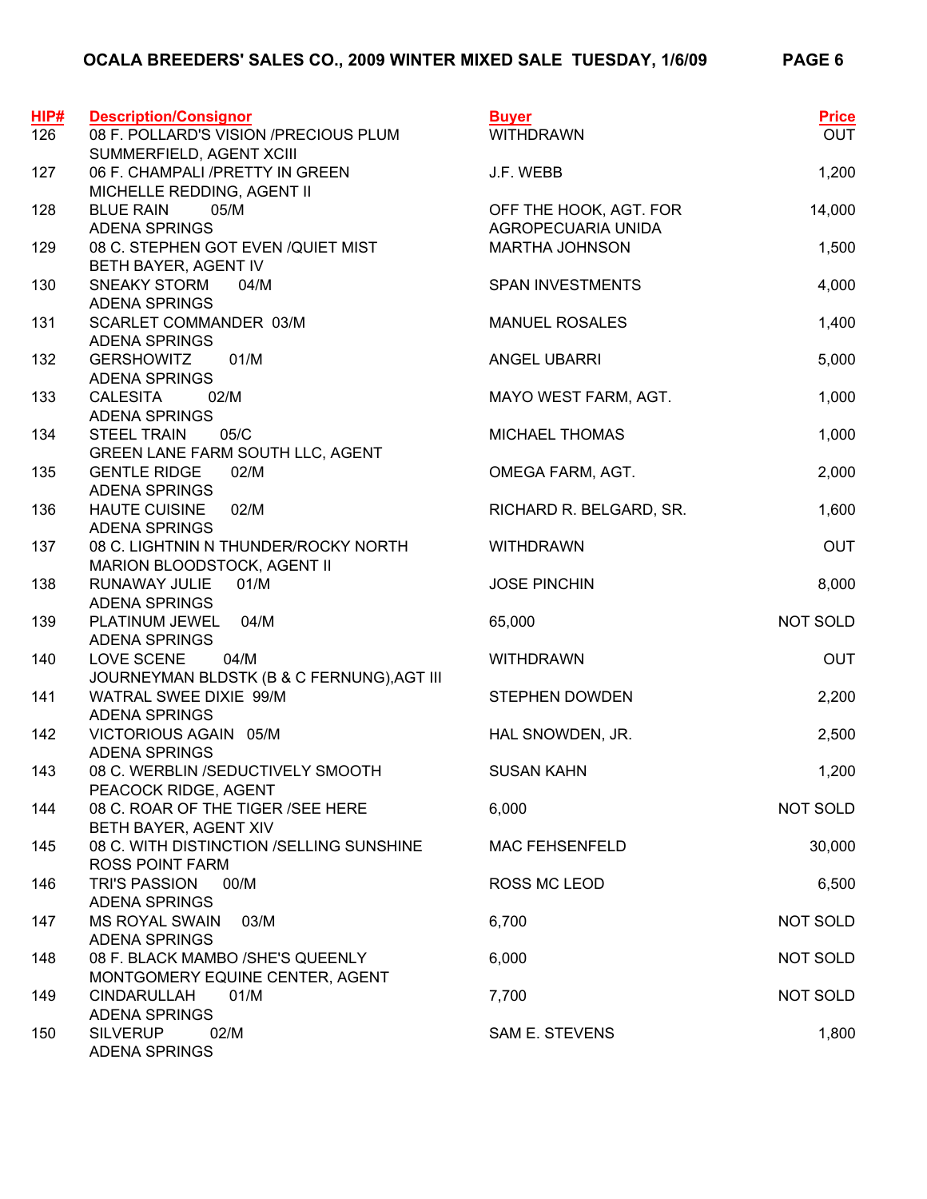# OCALA BREEDERS' SALES CO., 2009 WINTER MIXED SALE TUESDAY, 1/6/09

| HIP# | Description/Consignor | Buyer | Price |
|---|---|---|---|
| 126 | 08 F. POLLARD'S VISION /PRECIOUS PLUM<br>SUMMERFIELD, AGENT XCIII | WITHDRAWN | OUT |
| 127 | 06 F. CHAMPALI /PRETTY IN GREEN<br>MICHELLE REDDING, AGENT II | J.F. WEBB | 1,200 |
| 128 | BLUE RAIN 05/M<br>ADENA SPRINGS | OFF THE HOOK, AGT. FOR AGROPECUARIA UNIDA | 14,000 |
| 129 | 08 C. STEPHEN GOT EVEN /QUIET MIST<br>BETH BAYER, AGENT IV | MARTHA JOHNSON | 1,500 |
| 130 | SNEAKY STORM 04/M<br>ADENA SPRINGS | SPAN INVESTMENTS | 4,000 |
| 131 | SCARLET COMMANDER 03/M<br>ADENA SPRINGS | MANUEL ROSALES | 1,400 |
| 132 | GERSHOWITZ 01/M<br>ADENA SPRINGS | ANGEL UBARRI | 5,000 |
| 133 | CALESITA 02/M<br>ADENA SPRINGS | MAYO WEST FARM, AGT. | 1,000 |
| 134 | STEEL TRAIN 05/C<br>GREEN LANE FARM SOUTH LLC, AGENT | MICHAEL THOMAS | 1,000 |
| 135 | GENTLE RIDGE 02/M<br>ADENA SPRINGS | OMEGA FARM, AGT. | 2,000 |
| 136 | HAUTE CUISINE 02/M<br>ADENA SPRINGS | RICHARD R. BELGARD, SR. | 1,600 |
| 137 | 08 C. LIGHTNIN N THUNDER/ROCKY NORTH<br>MARION BLOODSTOCK, AGENT II | WITHDRAWN | OUT |
| 138 | RUNAWAY JULIE 01/M<br>ADENA SPRINGS | JOSE PINCHIN | 8,000 |
| 139 | PLATINUM JEWEL 04/M<br>ADENA SPRINGS | 65,000 | NOT SOLD |
| 140 | LOVE SCENE 04/M<br>JOURNEYMAN BLDSTK (B & C FERNUNG),AGT III | WITHDRAWN | OUT |
| 141 | WATRAL SWEE DIXIE 99/M<br>ADENA SPRINGS | STEPHEN DOWDEN | 2,200 |
| 142 | VICTORIOUS AGAIN 05/M<br>ADENA SPRINGS | HAL SNOWDEN, JR. | 2,500 |
| 143 | 08 C. WERBLIN /SEDUCTIVELY SMOOTH<br>PEACOCK RIDGE, AGENT | SUSAN KAHN | 1,200 |
| 144 | 08 C. ROAR OF THE TIGER /SEE HERE<br>BETH BAYER, AGENT XIV | 6,000 | NOT SOLD |
| 145 | 08 C. WITH DISTINCTION /SELLING SUNSHINE<br>ROSS POINT FARM | MAC FEHSENFELD | 30,000 |
| 146 | TRI'S PASSION 00/M<br>ADENA SPRINGS | ROSS MC LEOD | 6,500 |
| 147 | MS ROYAL SWAIN 03/M<br>ADENA SPRINGS | 6,700 | NOT SOLD |
| 148 | 08 F. BLACK MAMBO /SHE'S QUEENLY<br>MONTGOMERY EQUINE CENTER, AGENT | 6,000 | NOT SOLD |
| 149 | CINDARULLAH 01/M<br>ADENA SPRINGS | 7,700 | NOT SOLD |
| 150 | SILVERUP 02/M<br>ADENA SPRINGS | SAM E. STEVENS | 1,800 |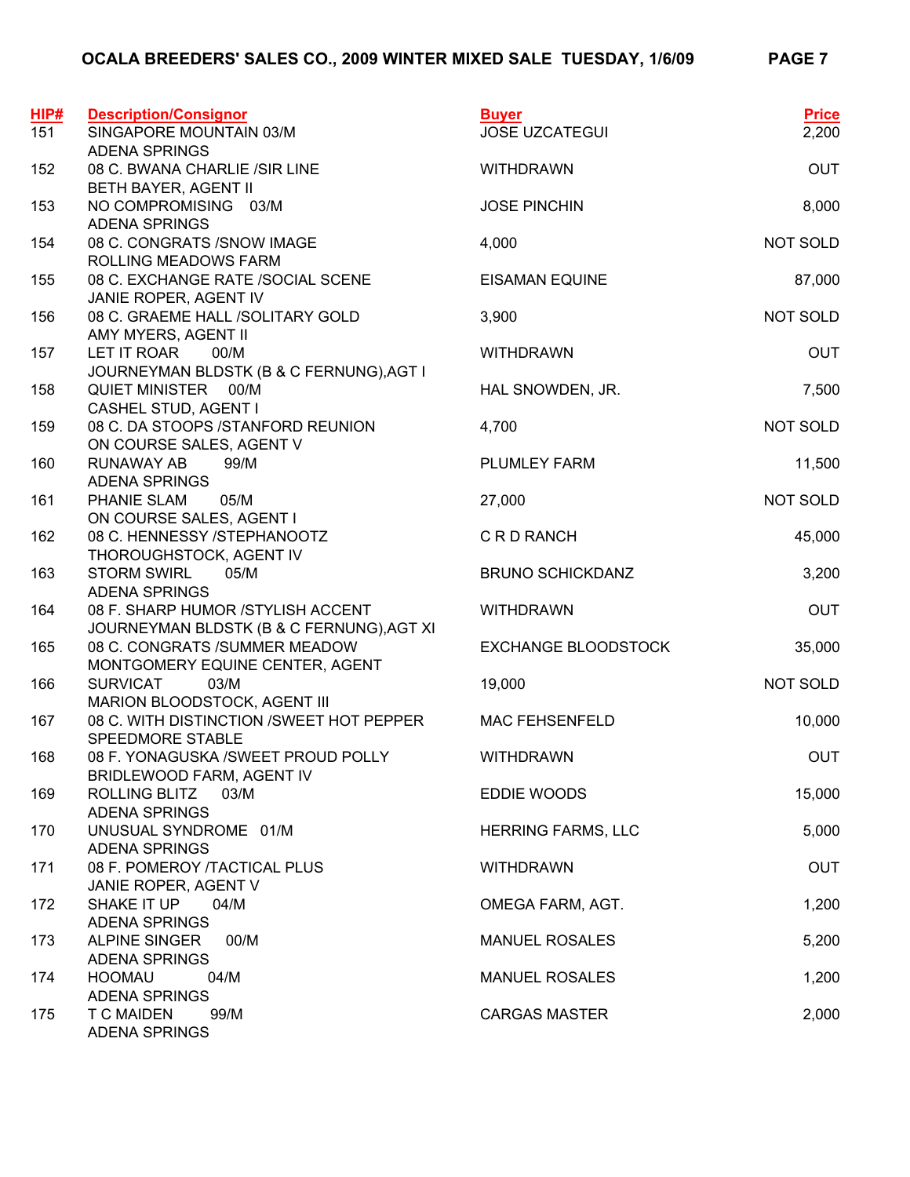| HIP# | Description/Consignor | Buyer | Price |
|---|---|---|---|
| 151 | SINGAPORE MOUNTAIN 03/M<br>ADENA SPRINGS | JOSE UZCATEGUI | 2,200 |
| 152 | 08 C. BWANA CHARLIE /SIR LINE<br>BETH BAYER, AGENT II | WITHDRAWN | OUT |
| 153 | NO COMPROMISING 03/M<br>ADENA SPRINGS | JOSE PINCHIN | 8,000 |
| 154 | 08 C. CONGRATS /SNOW IMAGE<br>ROLLING MEADOWS FARM | 4,000 | NOT SOLD |
| 155 | 08 C. EXCHANGE RATE /SOCIAL SCENE<br>JANIE ROPER, AGENT IV | EISAMAN EQUINE | 87,000 |
| 156 | 08 C. GRAEME HALL /SOLITARY GOLD<br>AMY MYERS, AGENT II | 3,900 | NOT SOLD |
| 157 | LET IT ROAR 00/M<br>JOURNEYMAN BLDSTK (B & C FERNUNG),AGT I | WITHDRAWN | OUT |
| 158 | QUIET MINISTER 00/M<br>CASHEL STUD, AGENT I | HAL SNOWDEN, JR. | 7,500 |
| 159 | 08 C. DA STOOPS /STANFORD REUNION<br>ON COURSE SALES, AGENT V | 4,700 | NOT SOLD |
| 160 | RUNAWAY AB 99/M<br>ADENA SPRINGS | PLUMLEY FARM | 11,500 |
| 161 | PHANIE SLAM 05/M<br>ON COURSE SALES, AGENT I | 27,000 | NOT SOLD |
| 162 | 08 C. HENNESSY /STEPHANOOTZ<br>THOROUGHSTOCK, AGENT IV | C R D RANCH | 45,000 |
| 163 | STORM SWIRL 05/M<br>ADENA SPRINGS | BRUNO SCHICKDANZ | 3,200 |
| 164 | 08 F. SHARP HUMOR /STYLISH ACCENT<br>JOURNEYMAN BLDSTK (B & C FERNUNG),AGT XI | WITHDRAWN | OUT |
| 165 | 08 C. CONGRATS /SUMMER MEADOW<br>MONTGOMERY EQUINE CENTER, AGENT | EXCHANGE BLOODSTOCK | 35,000 |
| 166 | SURVICAT 03/M<br>MARION BLOODSTOCK, AGENT III | 19,000 | NOT SOLD |
| 167 | 08 C. WITH DISTINCTION /SWEET HOT PEPPER<br>SPEEDMORE STABLE | MAC FEHSENFELD | 10,000 |
| 168 | 08 F. YONAGUSKA /SWEET PROUD POLLY<br>BRIDLEWOOD FARM, AGENT IV | WITHDRAWN | OUT |
| 169 | ROLLING BLITZ 03/M<br>ADENA SPRINGS | EDDIE WOODS | 15,000 |
| 170 | UNUSUAL SYNDROME 01/M<br>ADENA SPRINGS | HERRING FARMS, LLC | 5,000 |
| 171 | 08 F. POMEROY /TACTICAL PLUS<br>JANIE ROPER, AGENT V | WITHDRAWN | OUT |
| 172 | SHAKE IT UP 04/M<br>ADENA SPRINGS | OMEGA FARM, AGT. | 1,200 |
| 173 | ALPINE SINGER 00/M<br>ADENA SPRINGS | MANUEL ROSALES | 5,200 |
| 174 | HOOMAU 04/M<br>ADENA SPRINGS | MANUEL ROSALES | 1,200 |
| 175 | T C MAIDEN 99/M<br>ADENA SPRINGS | CARGAS MASTER | 2,000 |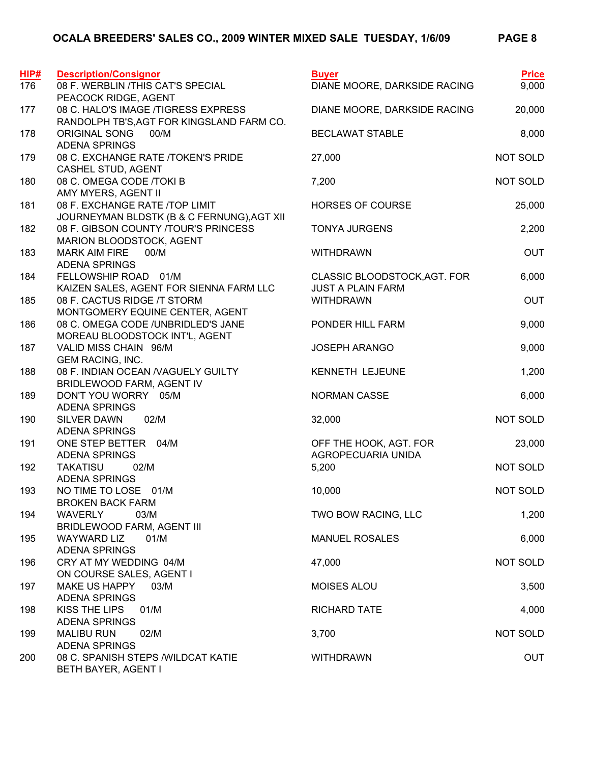# OCALA BREEDERS' SALES CO., 2009 WINTER MIXED SALE TUESDAY, 1/6/09

| HIP# | Description/Consignor | Buyer | Price |
|---|---|---|---|
| 176 | 08 F. WERBLIN /THIS CAT'S SPECIAL<br>PEACOCK RIDGE, AGENT | DIANE MOORE, DARKSIDE RACING | 9,000 |
| 177 | 08 C. HALO'S IMAGE /TIGRESS EXPRESS<br>RANDOLPH TB'S,AGT FOR KINGSLAND FARM CO. | DIANE MOORE, DARKSIDE RACING | 20,000 |
| 178 | ORIGINAL SONG 00/M<br>ADENA SPRINGS | BECLAWAT STABLE | 8,000 |
| 179 | 08 C. EXCHANGE RATE /TOKEN'S PRIDE<br>CASHEL STUD, AGENT | 27,000 | NOT SOLD |
| 180 | 08 C. OMEGA CODE /TOKI B<br>AMY MYERS, AGENT II | 7,200 | NOT SOLD |
| 181 | 08 F. EXCHANGE RATE /TOP LIMIT<br>JOURNEYMAN BLDSTK (B & C FERNUNG),AGT XII | HORSES OF COURSE | 25,000 |
| 182 | 08 F. GIBSON COUNTY /TOUR'S PRINCESS<br>MARION BLOODSTOCK, AGENT | TONYA JURGENS | 2,200 |
| 183 | MARK AIM FIRE 00/M<br>ADENA SPRINGS | WITHDRAWN | OUT |
| 184 | FELLOWSHIP ROAD 01/M<br>KAIZEN SALES, AGENT FOR SIENNA FARM LLC | CLASSIC BLOODSTOCK,AGT. FOR<br>JUST A PLAIN FARM | 6,000 |
| 185 | 08 F. CACTUS RIDGE /T STORM<br>MONTGOMERY EQUINE CENTER, AGENT | WITHDRAWN | OUT |
| 186 | 08 C. OMEGA CODE /UNBRIDLED'S JANE<br>MOREAU BLOODSTOCK INT'L, AGENT | PONDER HILL FARM | 9,000 |
| 187 | VALID MISS CHAIN 96/M<br>GEM RACING, INC. | JOSEPH ARANGO | 9,000 |
| 188 | 08 F. INDIAN OCEAN /VAGUELY GUILTY<br>BRIDLEWOOD FARM, AGENT IV | KENNETH LEJEUNE | 1,200 |
| 189 | DON'T YOU WORRY 05/M<br>ADENA SPRINGS | NORMAN CASSE | 6,000 |
| 190 | SILVER DAWN 02/M<br>ADENA SPRINGS | 32,000 | NOT SOLD |
| 191 | ONE STEP BETTER 04/M<br>ADENA SPRINGS | OFF THE HOOK, AGT. FOR<br>AGROPECUARIA UNIDA | 23,000 |
| 192 | TAKATISU 02/M<br>ADENA SPRINGS | 5,200 | NOT SOLD |
| 193 | NO TIME TO LOSE 01/M<br>BROKEN BACK FARM | 10,000 | NOT SOLD |
| 194 | WAVERLY 03/M<br>BRIDLEWOOD FARM, AGENT III | TWO BOW RACING, LLC | 1,200 |
| 195 | WAYWARD LIZ 01/M<br>ADENA SPRINGS | MANUEL ROSALES | 6,000 |
| 196 | CRY AT MY WEDDING 04/M<br>ON COURSE SALES, AGENT I | 47,000 | NOT SOLD |
| 197 | MAKE US HAPPY 03/M<br>ADENA SPRINGS | MOISES ALOU | 3,500 |
| 198 | KISS THE LIPS 01/M<br>ADENA SPRINGS | RICHARD TATE | 4,000 |
| 199 | MALIBU RUN 02/M<br>ADENA SPRINGS | 3,700 | NOT SOLD |
| 200 | 08 C. SPANISH STEPS /WILDCAT KATIE<br>BETH BAYER, AGENT I | WITHDRAWN | OUT |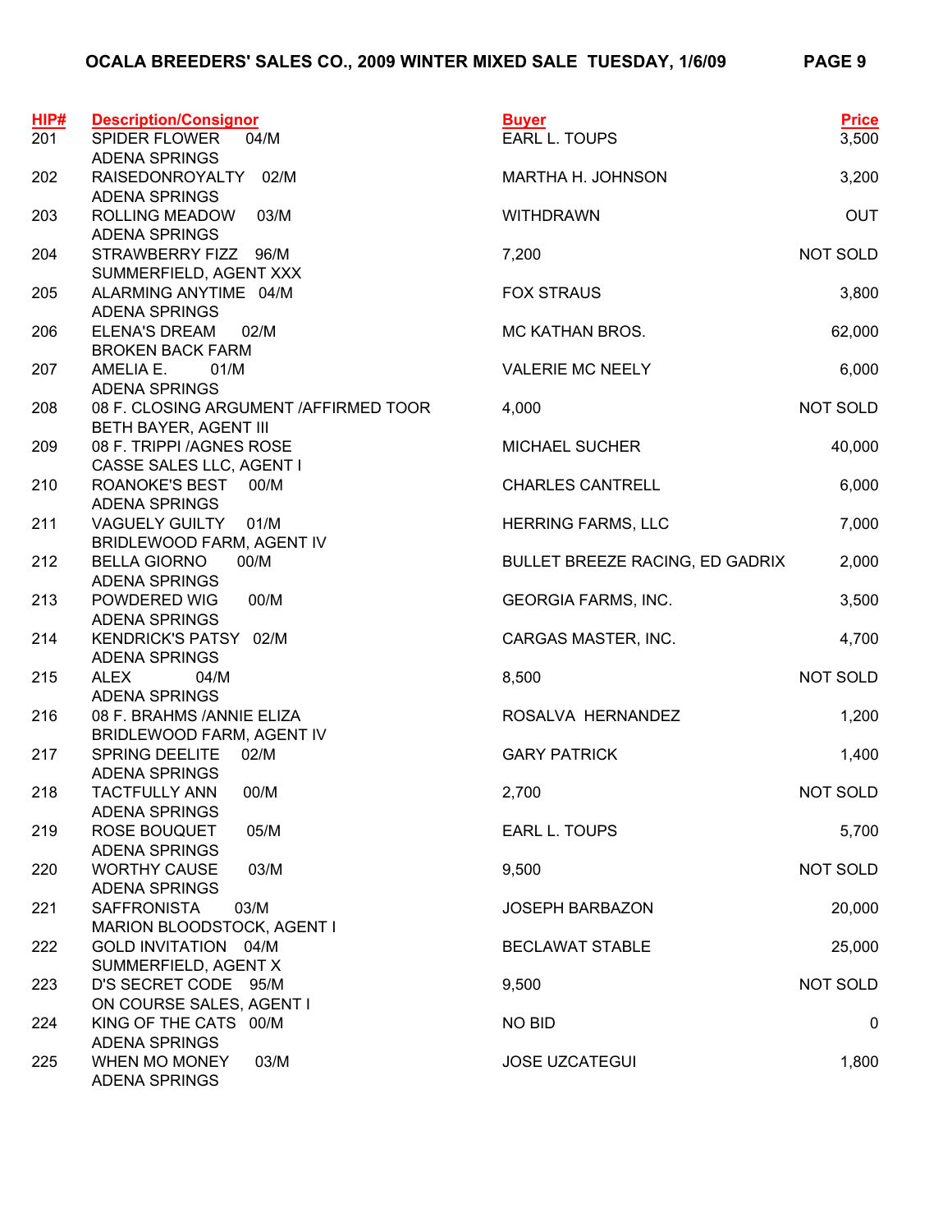**OCALA BREEDERS' SALES CO., 2009 WINTER MIXED SALE TUESDAY, 1/6/09**

| HIP# | Description/Consignor | Buyer | Price |
|---|---|---|---|
| 201 | SPIDER FLOWER 04/M<br>ADENA SPRINGS | EARL L. TOUPS | 3,500 |
| 202 | RAISEDONROYALTY 02/M<br>ADENA SPRINGS | MARTHA H. JOHNSON | 3,200 |
| 203 | ROLLING MEADOW 03/M<br>ADENA SPRINGS | WITHDRAWN | OUT |
| 204 | STRAWBERRY FIZZ 96/M<br>SUMMERFIELD, AGENT XXX | 7,200 | NOT SOLD |
| 205 | ALARMING ANYTIME 04/M<br>ADENA SPRINGS | FOX STRAUS | 3,800 |
| 206 | ELENA'S DREAM 02/M<br>BROKEN BACK FARM | MC KATHAN BROS. | 62,000 |
| 207 | AMELIA E. 01/M<br>ADENA SPRINGS | VALERIE MC NEELY | 6,000 |
| 208 | 08 F. CLOSING ARGUMENT /AFFIRMED TOOR<br>BETH BAYER, AGENT III | 4,000 | NOT SOLD |
| 209 | 08 F. TRIPPI /AGNES ROSE<br>CASSE SALES LLC, AGENT I | MICHAEL SUCHER | 40,000 |
| 210 | ROANOKE'S BEST 00/M<br>ADENA SPRINGS | CHARLES CANTRELL | 6,000 |
| 211 | VAGUELY GUILTY 01/M<br>BRIDLEWOOD FARM, AGENT IV | HERRING FARMS, LLC | 7,000 |
| 212 | BELLA GIORNO 00/M<br>ADENA SPRINGS | BULLET BREEZE RACING, ED GADRIX | 2,000 |
| 213 | POWDERED WIG 00/M<br>ADENA SPRINGS | GEORGIA FARMS, INC. | 3,500 |
| 214 | KENDRICK'S PATSY 02/M<br>ADENA SPRINGS | CARGAS MASTER, INC. | 4,700 |
| 215 | ALEX 04/M<br>ADENA SPRINGS | 8,500 | NOT SOLD |
| 216 | 08 F. BRAHMS /ANNIE ELIZA<br>BRIDLEWOOD FARM, AGENT IV | ROSALVA HERNANDEZ | 1,200 |
| 217 | SPRING DEELITE 02/M<br>ADENA SPRINGS | GARY PATRICK | 1,400 |
| 218 | TACTFULLY ANN 00/M<br>ADENA SPRINGS | 2,700 | NOT SOLD |
| 219 | ROSE BOUQUET 05/M<br>ADENA SPRINGS | EARL L. TOUPS | 5,700 |
| 220 | WORTHY CAUSE 03/M<br>ADENA SPRINGS | 9,500 | NOT SOLD |
| 221 | SAFFRONISTA 03/M<br>MARION BLOODSTOCK, AGENT I | JOSEPH BARBAZON | 20,000 |
| 222 | GOLD INVITATION 04/M<br>SUMMERFIELD, AGENT X | BECLAWAT STABLE | 25,000 |
| 223 | D'S SECRET CODE 95/M<br>ON COURSE SALES, AGENT I | 9,500 | NOT SOLD |
| 224 | KING OF THE CATS 00/M<br>ADENA SPRINGS | NO BID | 0 |
| 225 | WHEN MO MONEY 03/M<br>ADENA SPRINGS | JOSE UZCATEGUI | 1,800 |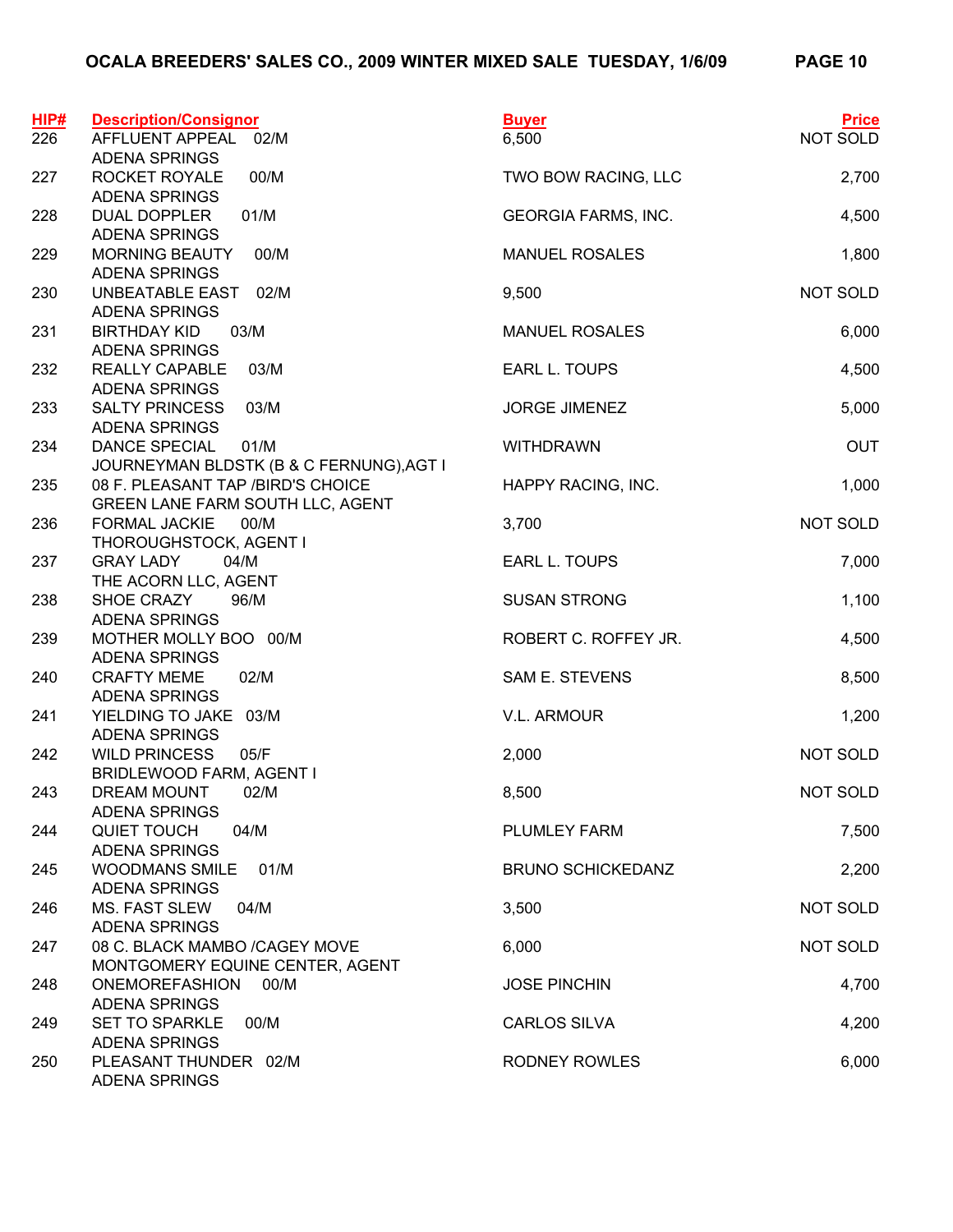# OCALA BREEDERS' SALES CO., 2009 WINTER MIXED SALE TUESDAY, 1/6/09

| HIP# | Description/Consignor | Buyer | Price |
|---|---|---|---|
| 226 | AFFLUENT APPEAL 02/M<br>ADENA SPRINGS | 6,500 | NOT SOLD |
| 227 | ROCKET ROYALE 00/M<br>ADENA SPRINGS | TWO BOW RACING, LLC | 2,700 |
| 228 | DUAL DOPPLER 01/M<br>ADENA SPRINGS | GEORGIA FARMS, INC. | 4,500 |
| 229 | MORNING BEAUTY 00/M<br>ADENA SPRINGS | MANUEL ROSALES | 1,800 |
| 230 | UNBEATABLE EAST 02/M<br>ADENA SPRINGS | 9,500 | NOT SOLD |
| 231 | BIRTHDAY KID 03/M<br>ADENA SPRINGS | MANUEL ROSALES | 6,000 |
| 232 | REALLY CAPABLE 03/M<br>ADENA SPRINGS | EARL L. TOUPS | 4,500 |
| 233 | SALTY PRINCESS 03/M<br>ADENA SPRINGS | JORGE JIMENEZ | 5,000 |
| 234 | DANCE SPECIAL 01/M<br>JOURNEYMAN BLDSTK (B & C FERNUNG),AGT I | WITHDRAWN | OUT |
| 235 | 08 F. PLEASANT TAP /BIRD'S CHOICE<br>GREEN LANE FARM SOUTH LLC, AGENT | HAPPY RACING, INC. | 1,000 |
| 236 | FORMAL JACKIE 00/M<br>THOROUGHSTOCK, AGENT I | 3,700 | NOT SOLD |
| 237 | GRAY LADY 04/M<br>THE ACORN LLC, AGENT | EARL L. TOUPS | 7,000 |
| 238 | SHOE CRAZY 96/M<br>ADENA SPRINGS | SUSAN STRONG | 1,100 |
| 239 | MOTHER MOLLY BOO 00/M<br>ADENA SPRINGS | ROBERT C. ROFFEY JR. | 4,500 |
| 240 | CRAFTY MEME 02/M<br>ADENA SPRINGS | SAM E. STEVENS | 8,500 |
| 241 | YIELDING TO JAKE 03/M<br>ADENA SPRINGS | V.L. ARMOUR | 1,200 |
| 242 | WILD PRINCESS 05/F<br>BRIDLEWOOD FARM, AGENT I | 2,000 | NOT SOLD |
| 243 | DREAM MOUNT 02/M<br>ADENA SPRINGS | 8,500 | NOT SOLD |
| 244 | QUIET TOUCH 04/M<br>ADENA SPRINGS | PLUMLEY FARM | 7,500 |
| 245 | WOODMANS SMILE 01/M<br>ADENA SPRINGS | BRUNO SCHICKEDANZ | 2,200 |
| 246 | MS. FAST SLEW 04/M<br>ADENA SPRINGS | 3,500 | NOT SOLD |
| 247 | 08 C. BLACK MAMBO /CAGEY MOVE<br>MONTGOMERY EQUINE CENTER, AGENT | 6,000 | NOT SOLD |
| 248 | ONEMOREFASHION 00/M<br>ADENA SPRINGS | JOSE PINCHIN | 4,700 |
| 249 | SET TO SPARKLE 00/M<br>ADENA SPRINGS | CARLOS SILVA | 4,200 |
| 250 | PLEASANT THUNDER 02/M<br>ADENA SPRINGS | RODNEY ROWLES | 6,000 |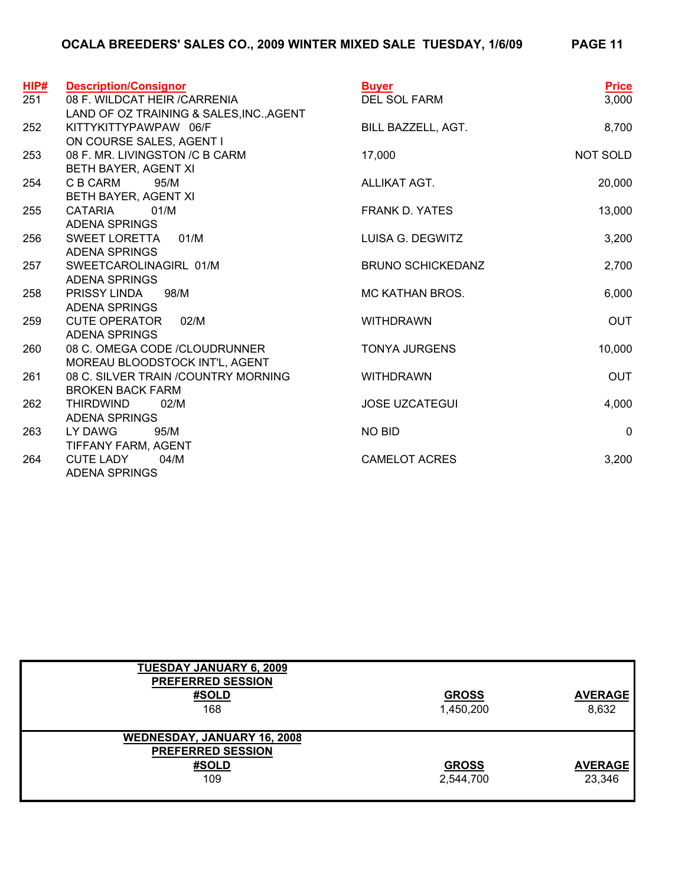# OCALA BREEDERS' SALES CO., 2009 WINTER MIXED SALE TUESDAY, 1/6/09

| HIP# | Description/Consignor | Buyer | Price |
|---|---|---|---|
| 251 | 08 F. WILDCAT HEIR /CARRENIA<br>LAND OF OZ TRAINING & SALES,INC.,AGENT | DEL SOL FARM | 3,000 |
| 252 | KITTYKITTYPAWPAW 06/F<br>ON COURSE SALES, AGENT I | BILL BAZZELL, AGT. | 8,700 |
| 253 | 08 F. MR. LIVINGSTON /C B CARM<br>BETH BAYER, AGENT XI | 17,000 | NOT SOLD |
| 254 | C B CARM 95/M<br>BETH BAYER, AGENT XI | ALLIKAT AGT. | 20,000 |
| 255 | CATARIA 01/M<br>ADENA SPRINGS | FRANK D. YATES | 13,000 |
| 256 | SWEET LORETTA 01/M<br>ADENA SPRINGS | LUISA G. DEGWITZ | 3,200 |
| 257 | SWEETCAROLINAGIRL 01/M<br>ADENA SPRINGS | BRUNO SCHICKEDANZ | 2,700 |
| 258 | PRISSY LINDA 98/M<br>ADENA SPRINGS | MC KATHAN BROS. | 6,000 |
| 259 | CUTE OPERATOR 02/M<br>ADENA SPRINGS | WITHDRAWN | OUT |
| 260 | 08 C. OMEGA CODE /CLOUDRUNNER<br>MOREAU BLOODSTOCK INT'L, AGENT | TONYA JURGENS | 10,000 |
| 261 | 08 C. SILVER TRAIN /COUNTRY MORNING<br>BROKEN BACK FARM | WITHDRAWN | OUT |
| 262 | THIRDWIND 02/M<br>ADENA SPRINGS | JOSE UZCATEGUI | 4,000 |
| 263 | LY DAWG 95/M<br>TIFFANY FARM, AGENT | NO BID | 0 |
| 264 | CUTE LADY 04/M<br>ADENA SPRINGS | CAMELOT ACRES | 3,200 |

| TUESDAY JANUARY 6, 2009<br>PREFERRED SESSION<br>#SOLD | GROSS | AVERAGE |
|---|---|---|
| 168 | 1,450,200 | 8,632 |
| **WEDNESDAY, JANUARY 16, 2008**<br>**PREFERRED SESSION**<br>**#SOLD** | **GROSS** | **AVERAGE** |
| 109 | 2,544,700 | 23,346 |